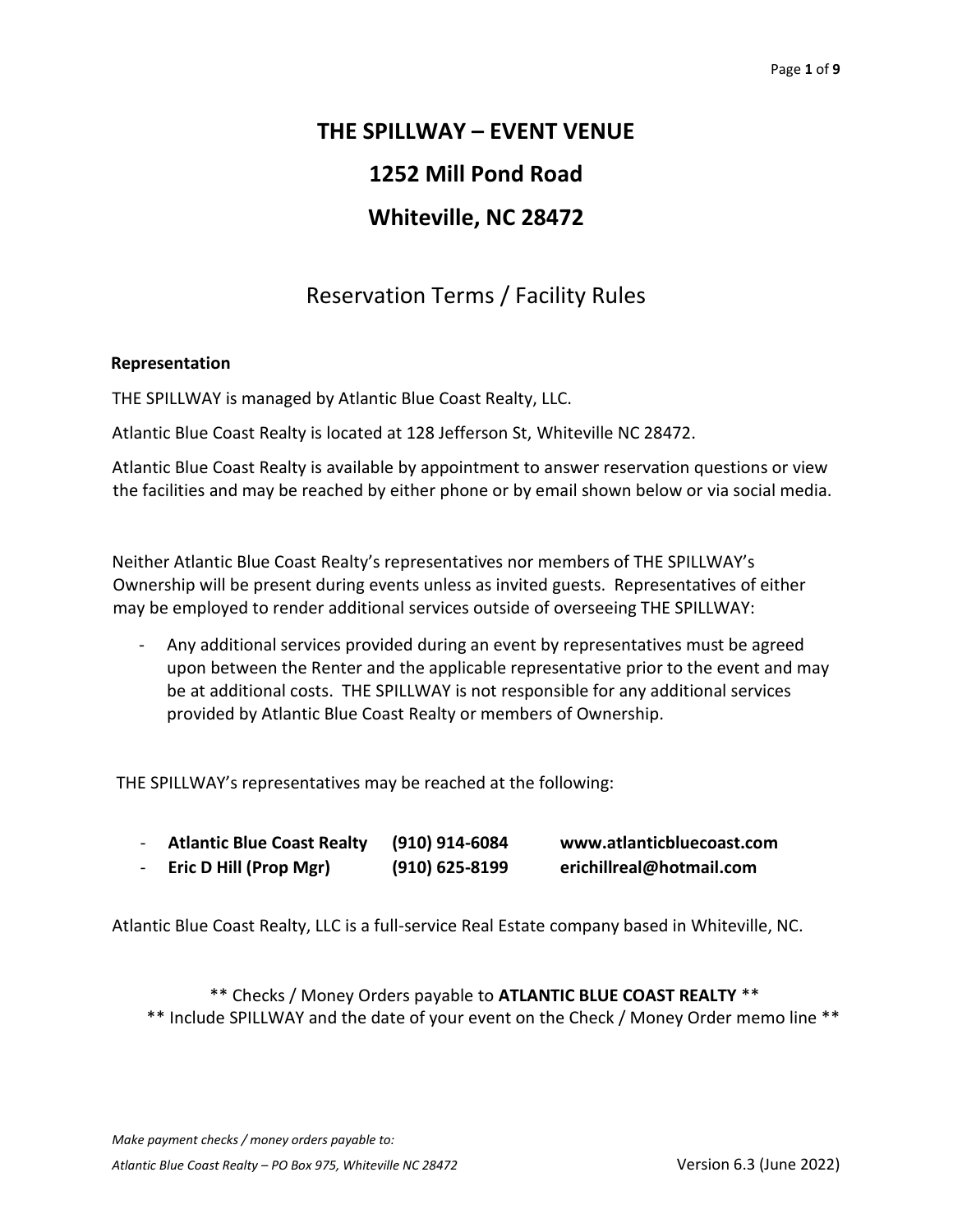# THE SPILLWAY – EVENT VENUE

# 1252 Mill Pond Road

# Whiteville, NC 28472

## Reservation Terms / Facility Rules

### Representation

THE SPILLWAY is managed by Atlantic Blue Coast Realty, LLC.

Atlantic Blue Coast Realty is located at 128 Jefferson St, Whiteville NC 28472.

Atlantic Blue Coast Realty is available by appointment to answer reservation questions or view the facilities and may be reached by either phone or by email shown below or via social media.

Neither Atlantic Blue Coast Realty's representatives nor members of THE SPILLWAY's Ownership will be present during events unless as invited guests. Representatives of either may be employed to render additional services outside of overseeing THE SPILLWAY:

- Any additional services provided during an event by representatives must be agreed upon between the Renter and the applicable representative prior to the event and may be at additional costs. THE SPILLWAY is not responsible for any additional services provided by Atlantic Blue Coast Realty or members of Ownership.

THE SPILLWAY's representatives may be reached at the following:

- **Atlantic Blue Coast Realty** **(910) 914-6084** **www.atlanticbluecoast.com**
- **Eric D Hill (Prop Mgr)** **(910) 625-8199** **erichillreal@hotmail.com**

Atlantic Blue Coast Realty, LLC is a full-service Real Estate company based in Whiteville, NC.

** Checks / Money Orders payable to **ATLANTIC BLUE COAST REALTY** **

** Include SPILLWAY and the date of your event on the Check / Money Order memo line **

*Make payment checks / money orders payable to:*

*Atlantic Blue Coast Realty – PO Box 975, Whiteville NC 28472* Version 6.3 (June 2022)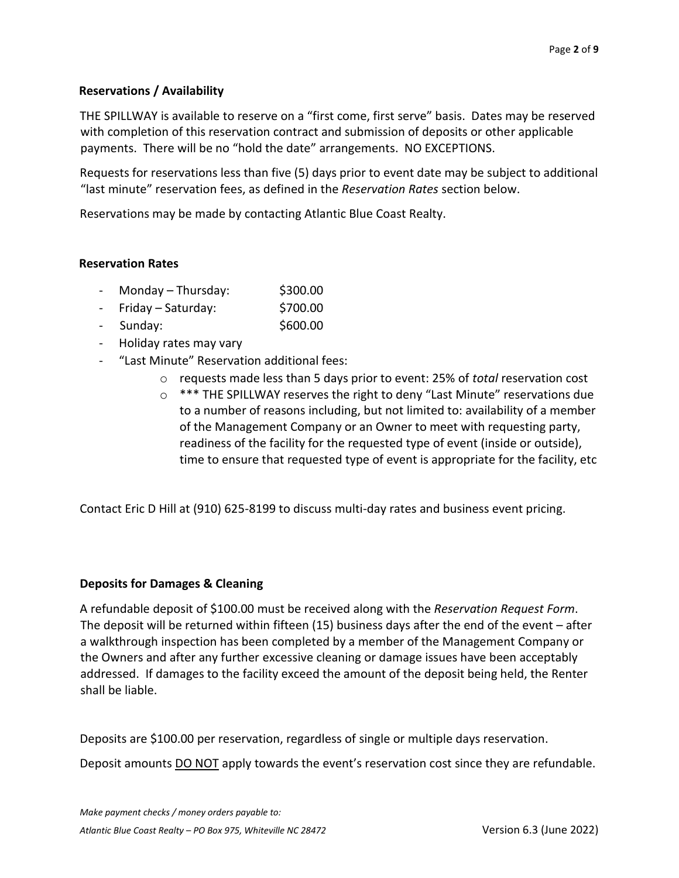## Reservations / Availability

THE SPILLWAY is available to reserve on a "first come, first serve" basis. Dates may be reserved with completion of this reservation contract and submission of deposits or other applicable payments. There will be no "hold the date" arrangements. NO EXCEPTIONS.

Requests for reservations less than five (5) days prior to event date may be subject to additional "last minute" reservation fees, as defined in the *Reservation Rates* section below.

Reservations may be made by contacting Atlantic Blue Coast Realty.

## Reservation Rates

- Monday – Thursday: $300.00
- Friday – Saturday: $700.00
- Sunday: $600.00
- Holiday rates may vary
- "Last Minute" Reservation additional fees:
    - requests made less than 5 days prior to event: 25% of *total* reservation cost
    - *** THE SPILLWAY reserves the right to deny "Last Minute" reservations due to a number of reasons including, but not limited to: availability of a member of the Management Company or an Owner to meet with requesting party, readiness of the facility for the requested type of event (inside or outside), time to ensure that requested type of event is appropriate for the facility, etc

Contact Eric D Hill at (910) 625-8199 to discuss multi-day rates and business event pricing.

## Deposits for Damages & Cleaning

A refundable deposit of $100.00 must be received along with the *Reservation Request Form*. The deposit will be returned within fifteen (15) business days after the end of the event – after a walkthrough inspection has been completed by a member of the Management Company or the Owners and after any further excessive cleaning or damage issues have been acceptably addressed. If damages to the facility exceed the amount of the deposit being held, the Renter shall be liable.

Deposits are $100.00 per reservation, regardless of single or multiple days reservation.

Deposit amounts <u>DO NOT</u> apply towards the event's reservation cost since they are refundable.

*Make payment checks / money orders payable to:*

*Atlantic Blue Coast Realty – PO Box 975, Whiteville NC 28472*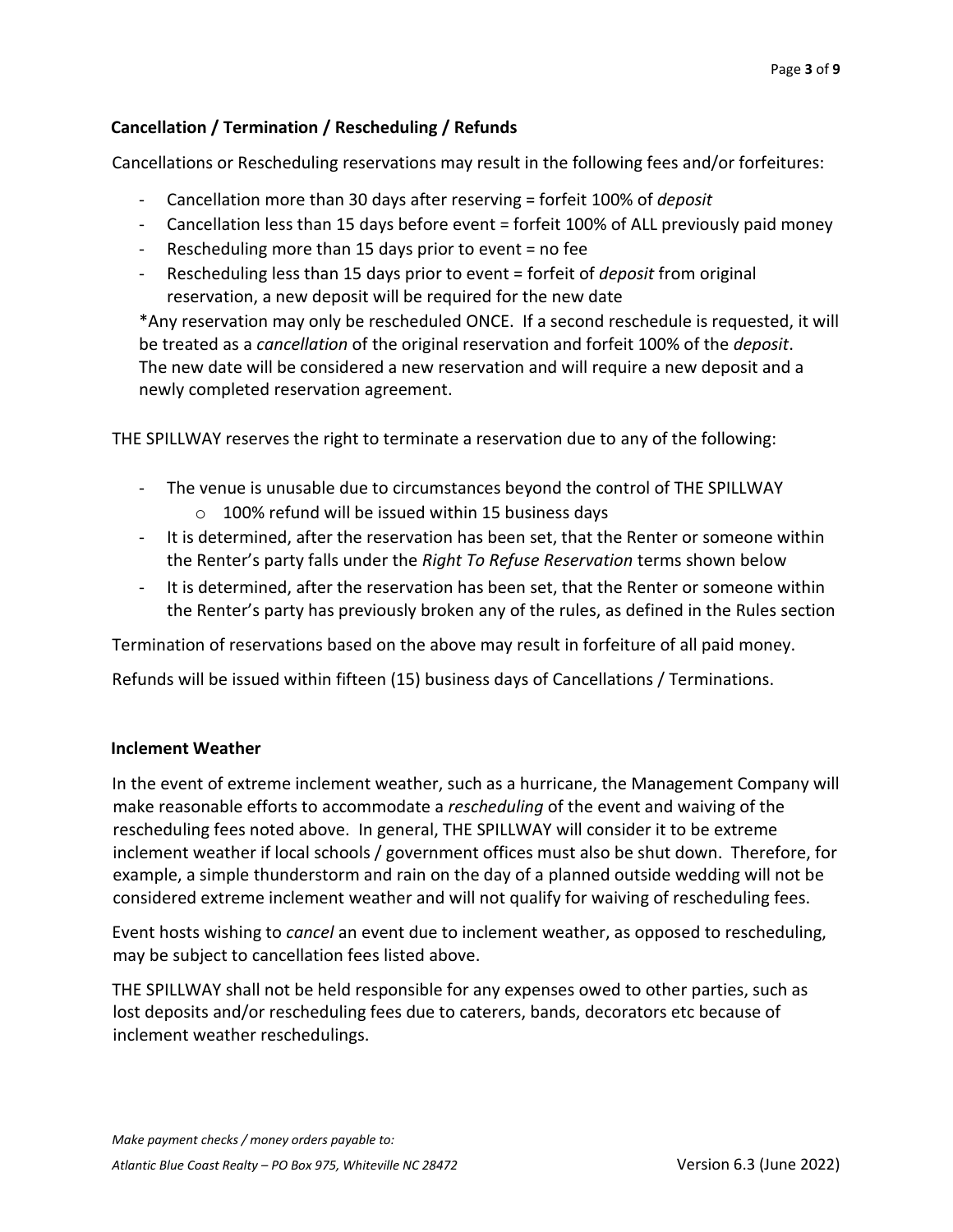## Cancellation / Termination / Rescheduling / Refunds

Cancellations or Rescheduling reservations may result in the following fees and/or forfeitures:

- Cancellation more than 30 days after reserving = forfeit 100% of *deposit*
- Cancellation less than 15 days before event = forfeit 100% of ALL previously paid money
- Rescheduling more than 15 days prior to event = no fee
- Rescheduling less than 15 days prior to event = forfeit of *deposit* from original reservation, a new deposit will be required for the new date

*Any reservation may only be rescheduled ONCE. If a second reschedule is requested, it will be treated as a *cancellation* of the original reservation and forfeit 100% of the *deposit*. The new date will be considered a new reservation and will require a new deposit and a newly completed reservation agreement.

THE SPILLWAY reserves the right to terminate a reservation due to any of the following:

- The venue is unusable due to circumstances beyond the control of THE SPILLWAY
  - 100% refund will be issued within 15 business days
- It is determined, after the reservation has been set, that the Renter or someone within the Renter's party falls under the *Right To Refuse Reservation* terms shown below
- It is determined, after the reservation has been set, that the Renter or someone within the Renter's party has previously broken any of the rules, as defined in the Rules section

Termination of reservations based on the above may result in forfeiture of all paid money.

Refunds will be issued within fifteen (15) business days of Cancellations / Terminations.

## Inclement Weather

In the event of extreme inclement weather, such as a hurricane, the Management Company will make reasonable efforts to accommodate a *rescheduling* of the event and waiving of the rescheduling fees noted above. In general, THE SPILLWAY will consider it to be extreme inclement weather if local schools / government offices must also be shut down. Therefore, for example, a simple thunderstorm and rain on the day of a planned outside wedding will not be considered extreme inclement weather and will not qualify for waiving of rescheduling fees.

Event hosts wishing to *cancel* an event due to inclement weather, as opposed to rescheduling, may be subject to cancellation fees listed above.

THE SPILLWAY shall not be held responsible for any expenses owed to other parties, such as lost deposits and/or rescheduling fees due to caterers, bands, decorators etc because of inclement weather reschedulings.

*Make payment checks / money orders payable to:*

*Atlantic Blue Coast Realty – PO Box 975, Whiteville NC 28472*

Version 6.3 (June 2022)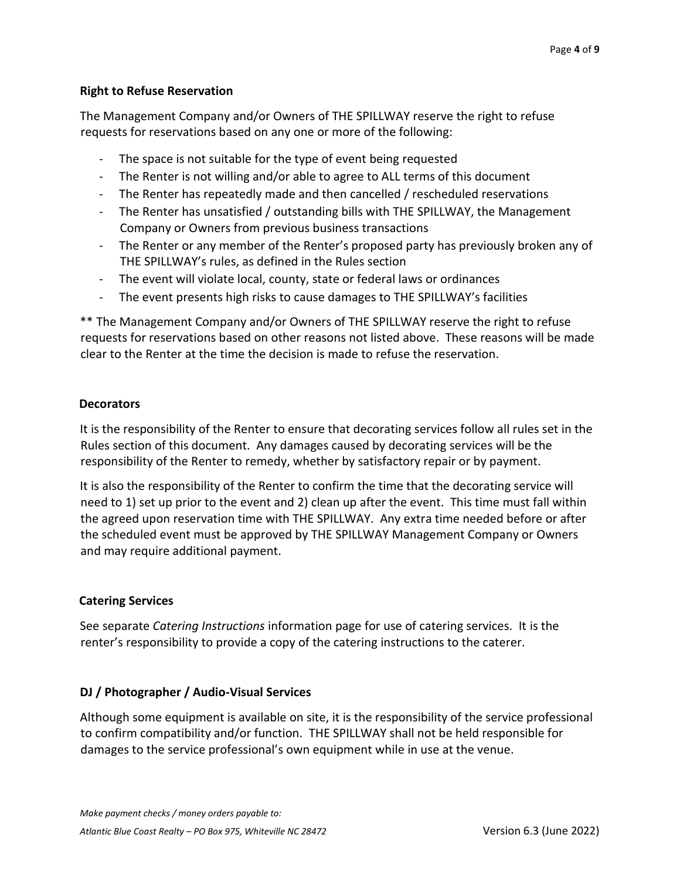**Right to Refuse Reservation**

The Management Company and/or Owners of THE SPILLWAY reserve the right to refuse requests for reservations based on any one or more of the following:

- The space is not suitable for the type of event being requested
- The Renter is not willing and/or able to agree to ALL terms of this document
- The Renter has repeatedly made and then cancelled / rescheduled reservations
- The Renter has unsatisfied / outstanding bills with THE SPILLWAY, the Management Company or Owners from previous business transactions
- The Renter or any member of the Renter's proposed party has previously broken any of THE SPILLWAY's rules, as defined in the Rules section
- The event will violate local, county, state or federal laws or ordinances
- The event presents high risks to cause damages to THE SPILLWAY's facilities

** The Management Company and/or Owners of THE SPILLWAY reserve the right to refuse requests for reservations based on other reasons not listed above. These reasons will be made clear to the Renter at the time the decision is made to refuse the reservation.

**Decorators**

It is the responsibility of the Renter to ensure that decorating services follow all rules set in the Rules section of this document. Any damages caused by decorating services will be the responsibility of the Renter to remedy, whether by satisfactory repair or by payment.

It is also the responsibility of the Renter to confirm the time that the decorating service will need to 1) set up prior to the event and 2) clean up after the event. This time must fall within the agreed upon reservation time with THE SPILLWAY. Any extra time needed before or after the scheduled event must be approved by THE SPILLWAY Management Company or Owners and may require additional payment.

**Catering Services**

See separate *Catering Instructions* information page for use of catering services. It is the renter's responsibility to provide a copy of the catering instructions to the caterer.

**DJ / Photographer / Audio-Visual Services**

Although some equipment is available on site, it is the responsibility of the service professional to confirm compatibility and/or function. THE SPILLWAY shall not be held responsible for damages to the service professional's own equipment while in use at the venue.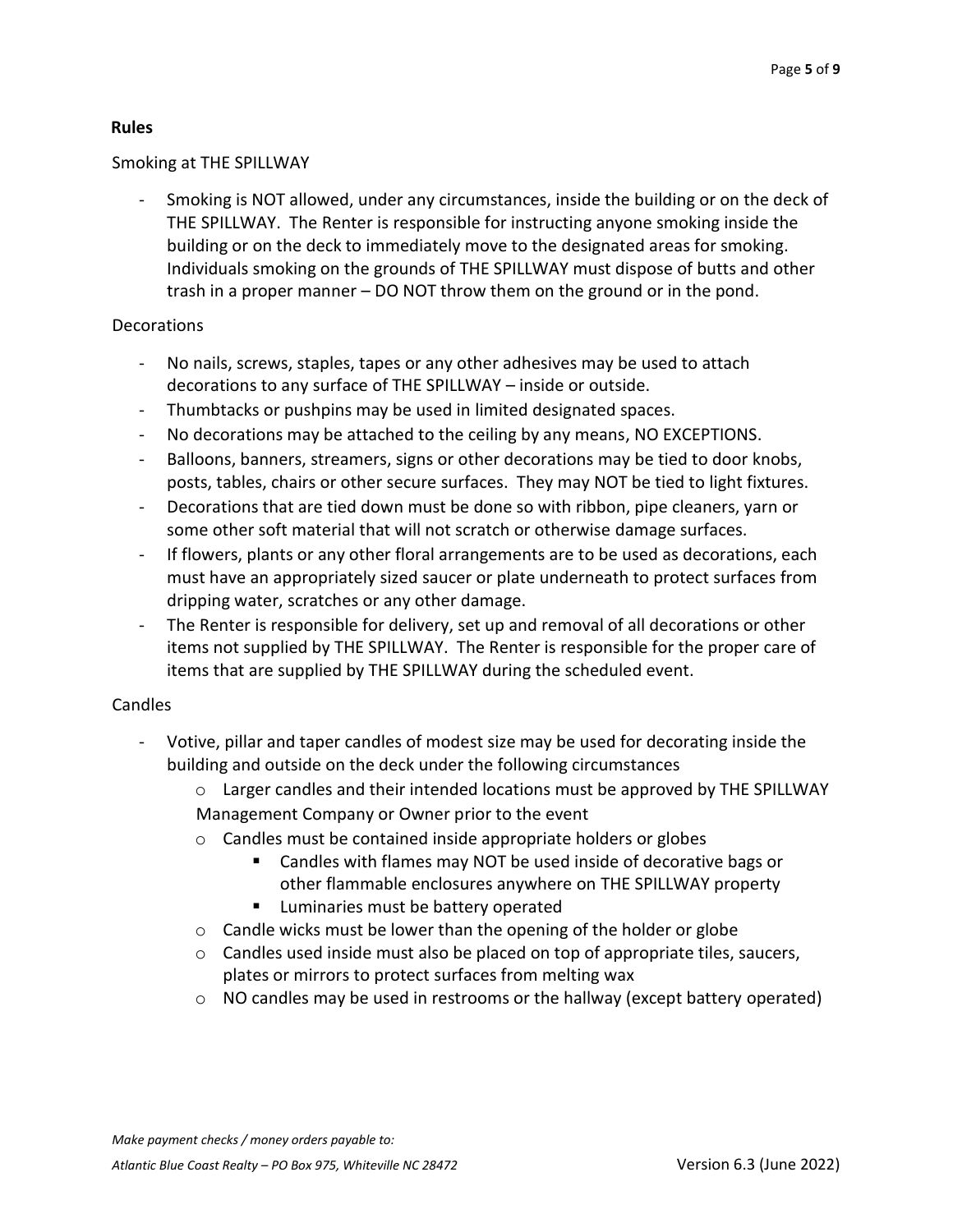**Rules**

Smoking at THE SPILLWAY

- Smoking is NOT allowed, under any circumstances, inside the building or on the deck of THE SPILLWAY. The Renter is responsible for instructing anyone smoking inside the building or on the deck to immediately move to the designated areas for smoking. Individuals smoking on the grounds of THE SPILLWAY must dispose of butts and other trash in a proper manner – DO NOT throw them on the ground or in the pond.

Decorations

- No nails, screws, staples, tapes or any other adhesives may be used to attach decorations to any surface of THE SPILLWAY – inside or outside.
- Thumbtacks or pushpins may be used in limited designated spaces.
- No decorations may be attached to the ceiling by any means, NO EXCEPTIONS.
- Balloons, banners, streamers, signs or other decorations may be tied to door knobs, posts, tables, chairs or other secure surfaces. They may NOT be tied to light fixtures.
- Decorations that are tied down must be done so with ribbon, pipe cleaners, yarn or some other soft material that will not scratch or otherwise damage surfaces.
- If flowers, plants or any other floral arrangements are to be used as decorations, each must have an appropriately sized saucer or plate underneath to protect surfaces from dripping water, scratches or any other damage.
- The Renter is responsible for delivery, set up and removal of all decorations or other items not supplied by THE SPILLWAY. The Renter is responsible for the proper care of items that are supplied by THE SPILLWAY during the scheduled event.

Candles

- Votive, pillar and taper candles of modest size may be used for decorating inside the building and outside on the deck under the following circumstances
  - Larger candles and their intended locations must be approved by THE SPILLWAY Management Company or Owner prior to the event
  - Candles must be contained inside appropriate holders or globes
    - Candles with flames may NOT be used inside of decorative bags or other flammable enclosures anywhere on THE SPILLWAY property
    - Luminaries must be battery operated
  - Candle wicks must be lower than the opening of the holder or globe
  - Candles used inside must also be placed on top of appropriate tiles, saucers, plates or mirrors to protect surfaces from melting wax
  - NO candles may be used in restrooms or the hallway (except battery operated)

*Make payment checks / money orders payable to:*

*Atlantic Blue Coast Realty – PO Box 975, Whiteville NC 28472*

Version 6.3 (June 2022)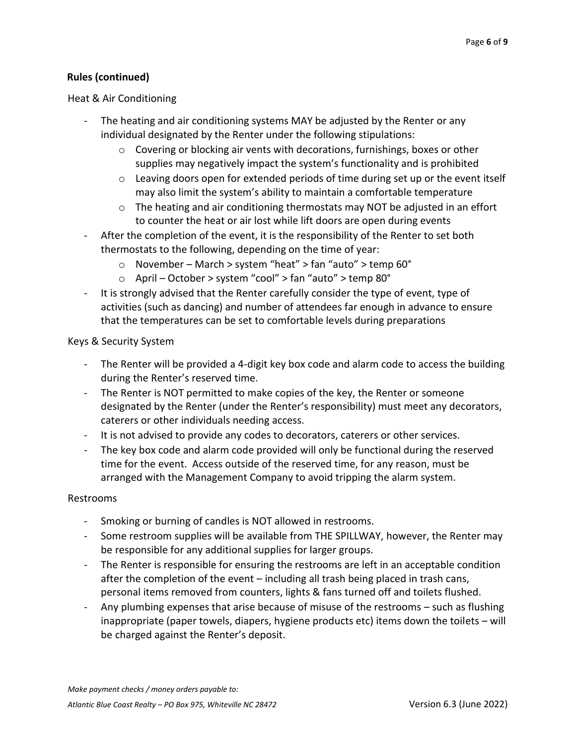**Rules (continued)**

Heat & Air Conditioning

- The heating and air conditioning systems MAY be adjusted by the Renter or any individual designated by the Renter under the following stipulations:
    - Covering or blocking air vents with decorations, furnishings, boxes or other supplies may negatively impact the system's functionality and is prohibited
    - Leaving doors open for extended periods of time during set up or the event itself may also limit the system's ability to maintain a comfortable temperature
    - The heating and air conditioning thermostats may NOT be adjusted in an effort to counter the heat or air lost while lift doors are open during events
- After the completion of the event, it is the responsibility of the Renter to set both thermostats to the following, depending on the time of year:
    - November – March > system "heat" > fan "auto" > temp 60°
    - April – October > system "cool" > fan "auto" > temp 80°
- It is strongly advised that the Renter carefully consider the type of event, type of activities (such as dancing) and number of attendees far enough in advance to ensure that the temperatures can be set to comfortable levels during preparations

Keys & Security System

- The Renter will be provided a 4-digit key box code and alarm code to access the building during the Renter's reserved time.
- The Renter is NOT permitted to make copies of the key, the Renter or someone designated by the Renter (under the Renter's responsibility) must meet any decorators, caterers or other individuals needing access.
- It is not advised to provide any codes to decorators, caterers or other services.
- The key box code and alarm code provided will only be functional during the reserved time for the event. Access outside of the reserved time, for any reason, must be arranged with the Management Company to avoid tripping the alarm system.

Restrooms

- Smoking or burning of candles is NOT allowed in restrooms.
- Some restroom supplies will be available from THE SPILLWAY, however, the Renter may be responsible for any additional supplies for larger groups.
- The Renter is responsible for ensuring the restrooms are left in an acceptable condition after the completion of the event – including all trash being placed in trash cans, personal items removed from counters, lights & fans turned off and toilets flushed.
- Any plumbing expenses that arise because of misuse of the restrooms – such as flushing inappropriate (paper towels, diapers, hygiene products etc) items down the toilets – will be charged against the Renter's deposit.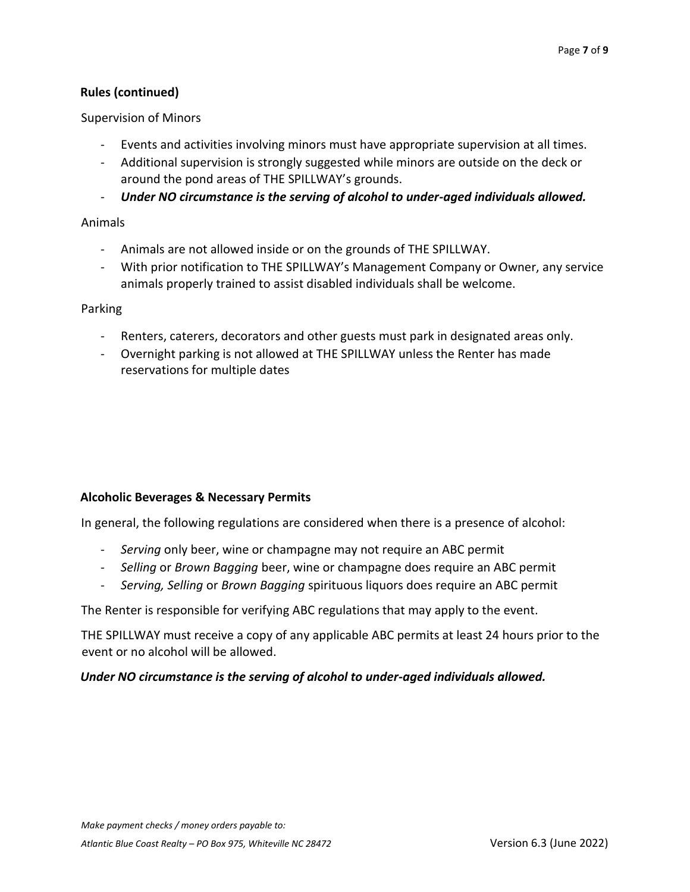**Rules (continued)**

Supervision of Minors

- Events and activities involving minors must have appropriate supervision at all times.
- Additional supervision is strongly suggested while minors are outside on the deck or around the pond areas of THE SPILLWAY's grounds.
- ***Under NO circumstance is the serving of alcohol to under-aged individuals allowed.***

Animals

- Animals are not allowed inside or on the grounds of THE SPILLWAY.
- With prior notification to THE SPILLWAY's Management Company or Owner, any service animals properly trained to assist disabled individuals shall be welcome.

Parking

- Renters, caterers, decorators and other guests must park in designated areas only.
- Overnight parking is not allowed at THE SPILLWAY unless the Renter has made reservations for multiple dates

**Alcoholic Beverages & Necessary Permits**

In general, the following regulations are considered when there is a presence of alcohol:

- *Serving* only beer, wine or champagne may not require an ABC permit
- *Selling* or *Brown Bagging* beer, wine or champagne does require an ABC permit
- *Serving, Selling* or *Brown Bagging* spirituous liquors does require an ABC permit

The Renter is responsible for verifying ABC regulations that may apply to the event.

THE SPILLWAY must receive a copy of any applicable ABC permits at least 24 hours prior to the event or no alcohol will be allowed.

***Under NO circumstance is the serving of alcohol to under-aged individuals allowed.***

*Make payment checks / money orders payable to:*

*Atlantic Blue Coast Realty – PO Box 975, Whiteville NC 28472* Version 6.3 (June 2022)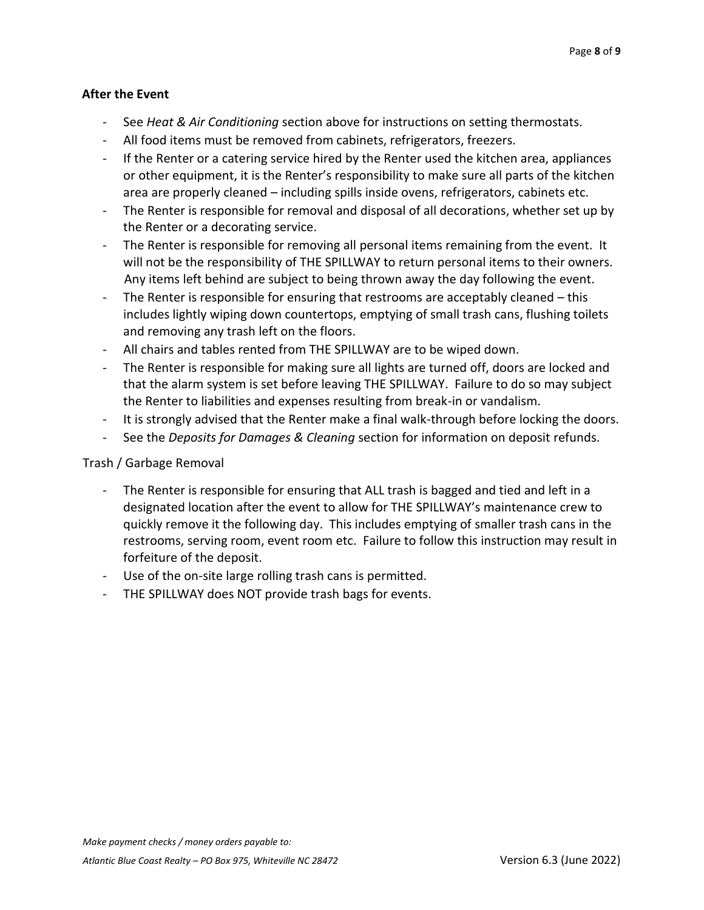**After the Event**

- See *Heat & Air Conditioning* section above for instructions on setting thermostats.
- All food items must be removed from cabinets, refrigerators, freezers.
- If the Renter or a catering service hired by the Renter used the kitchen area, appliances or other equipment, it is the Renter's responsibility to make sure all parts of the kitchen area are properly cleaned – including spills inside ovens, refrigerators, cabinets etc.
- The Renter is responsible for removal and disposal of all decorations, whether set up by the Renter or a decorating service.
- The Renter is responsible for removing all personal items remaining from the event. It will not be the responsibility of THE SPILLWAY to return personal items to their owners. Any items left behind are subject to being thrown away the day following the event.
- The Renter is responsible for ensuring that restrooms are acceptably cleaned – this includes lightly wiping down countertops, emptying of small trash cans, flushing toilets and removing any trash left on the floors.
- All chairs and tables rented from THE SPILLWAY are to be wiped down.
- The Renter is responsible for making sure all lights are turned off, doors are locked and that the alarm system is set before leaving THE SPILLWAY. Failure to do so may subject the Renter to liabilities and expenses resulting from break-in or vandalism.
- It is strongly advised that the Renter make a final walk-through before locking the doors.
- See the *Deposits for Damages & Cleaning* section for information on deposit refunds.

Trash / Garbage Removal

- The Renter is responsible for ensuring that ALL trash is bagged and tied and left in a designated location after the event to allow for THE SPILLWAY's maintenance crew to quickly remove it the following day. This includes emptying of smaller trash cans in the restrooms, serving room, event room etc. Failure to follow this instruction may result in forfeiture of the deposit.
- Use of the on-site large rolling trash cans is permitted.
- THE SPILLWAY does NOT provide trash bags for events.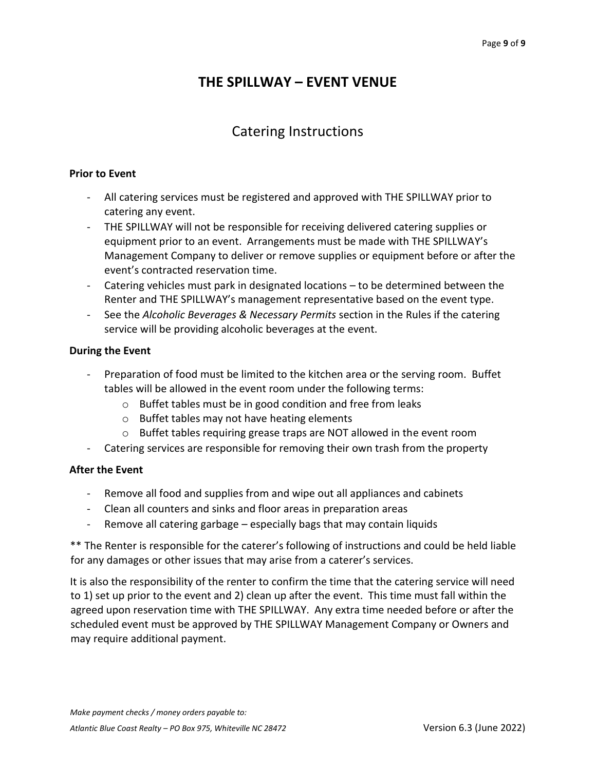# THE SPILLWAY – EVENT VENUE

## Catering Instructions

**Prior to Event**

- All catering services must be registered and approved with THE SPILLWAY prior to catering any event.
- THE SPILLWAY will not be responsible for receiving delivered catering supplies or equipment prior to an event. Arrangements must be made with THE SPILLWAY's Management Company to deliver or remove supplies or equipment before or after the event's contracted reservation time.
- Catering vehicles must park in designated locations – to be determined between the Renter and THE SPILLWAY's management representative based on the event type.
- See the *Alcoholic Beverages & Necessary Permits* section in the Rules if the catering service will be providing alcoholic beverages at the event.

**During the Event**

- Preparation of food must be limited to the kitchen area or the serving room. Buffet tables will be allowed in the event room under the following terms:
  - Buffet tables must be in good condition and free from leaks
  - Buffet tables may not have heating elements
  - Buffet tables requiring grease traps are NOT allowed in the event room
- Catering services are responsible for removing their own trash from the property

**After the Event**

- Remove all food and supplies from and wipe out all appliances and cabinets
- Clean all counters and sinks and floor areas in preparation areas
- Remove all catering garbage – especially bags that may contain liquids

** The Renter is responsible for the caterer's following of instructions and could be held liable for any damages or other issues that may arise from a caterer's services.

It is also the responsibility of the renter to confirm the time that the catering service will need to 1) set up prior to the event and 2) clean up after the event. This time must fall within the agreed upon reservation time with THE SPILLWAY. Any extra time needed before or after the scheduled event must be approved by THE SPILLWAY Management Company or Owners and may require additional payment.

*Make payment checks / money orders payable to:*

*Atlantic Blue Coast Realty – PO Box 975, Whiteville NC 28472*

Version 6.3 (June 2022)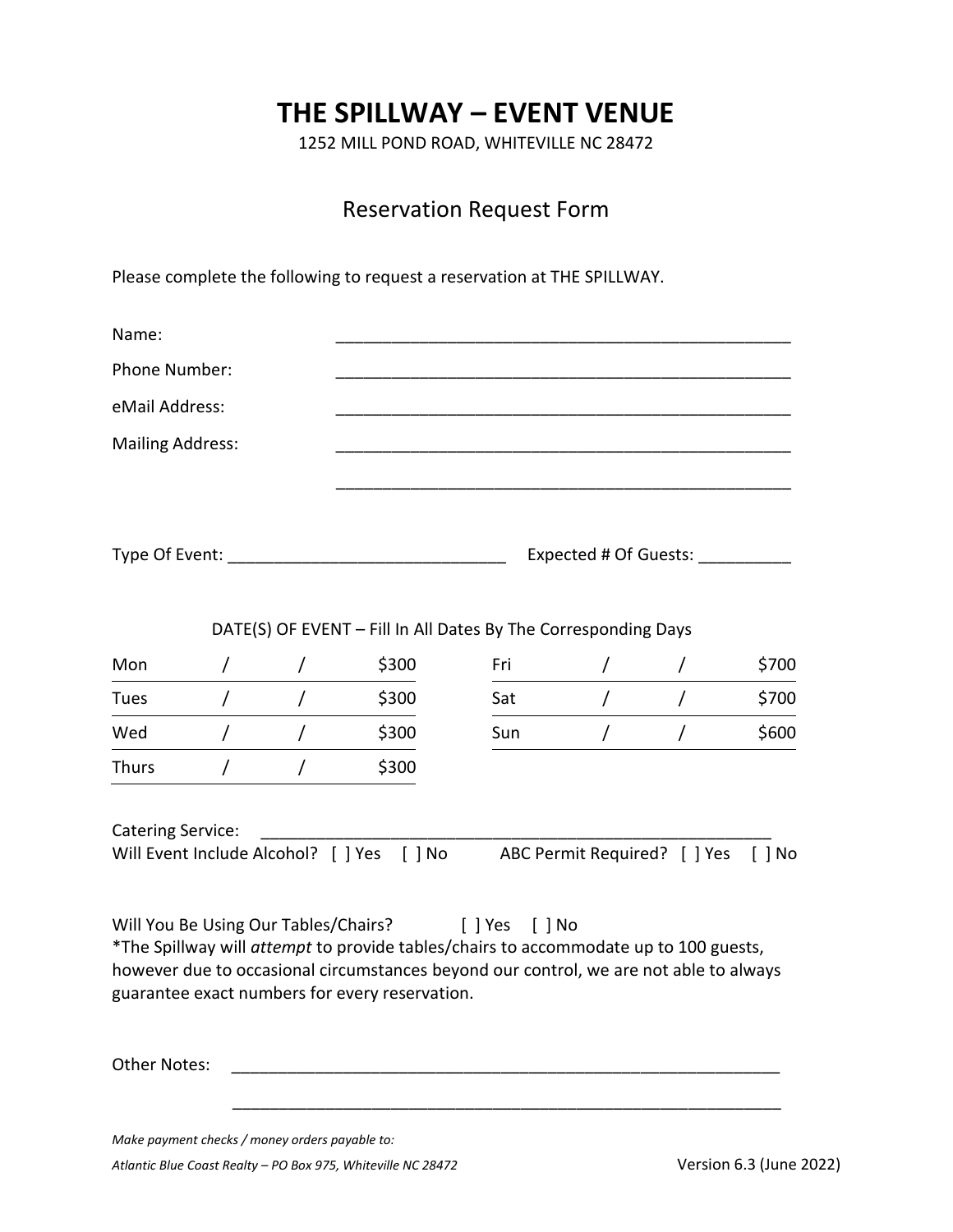# THE SPILLWAY – EVENT VENUE

1252 MILL POND ROAD, WHITEVILLE NC 28472

## Reservation Request Form

Please complete the following to request a reservation at THE SPILLWAY.

Name: ___________________________________________________

Phone Number: ___________________________________________________

eMail Address: ___________________________________________________

Mailing Address: ___________________________________________________

___________________________________________________

Type Of Event: ______________________________ Expected # Of Guests: __________

DATE(S) OF EVENT – Fill In All Dates By The Corresponding Days

| Day | Date | Price | Day | Date | Price |
|---|---|---|---|---|---|
| Mon | / / | $300 | Fri | / / | $700 |
| Tues | / / | $300 | Sat | / / | $700 |
| Wed | / / | $300 | Sun | / / | $600 |
| Thurs | / / | $300 | | | |

Catering Service: _______________________________________________________

Will Event Include Alcohol? [ ] Yes [ ] No ABC Permit Required? [ ] Yes [ ] No

Will You Be Using Our Tables/Chairs? [ ] Yes [ ] No

*The Spillway will *attempt* to provide tables/chairs to accommodate up to 100 guests, however due to occasional circumstances beyond our control, we are not able to always guarantee exact numbers for every reservation.

Other Notes: ____________________________________________________________

____________________________________________________________

*Make payment checks / money orders payable to:*

*Atlantic Blue Coast Realty – PO Box 975, Whiteville NC 28472*

Version 6.3 (June 2022)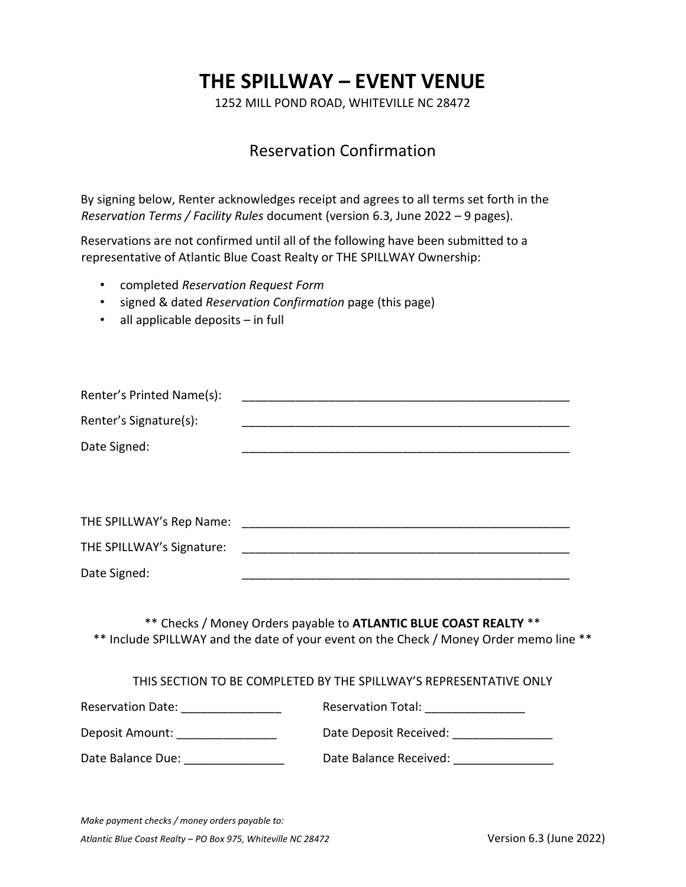# THE SPILLWAY – EVENT VENUE

1252 MILL POND ROAD, WHITEVILLE NC 28472

## Reservation Confirmation

By signing below, Renter acknowledges receipt and agrees to all terms set forth in the *Reservation Terms / Facility Rules* document (version 6.3, June 2022 – 9 pages).

Reservations are not confirmed until all of the following have been submitted to a representative of Atlantic Blue Coast Realty or THE SPILLWAY Ownership:

- completed *Reservation Request Form*
- signed & dated *Reservation Confirmation* page (this page)
- all applicable deposits – in full

Renter's Printed Name(s): ___________________________________________________

Renter's Signature(s): ___________________________________________________

Date Signed: ___________________________________________________

THE SPILLWAY's Rep Name: ___________________________________________________

THE SPILLWAY's Signature: ___________________________________________________

Date Signed: ___________________________________________________

** Checks / Money Orders payable to **ATLANTIC BLUE COAST REALTY** **

** Include SPILLWAY and the date of your event on the Check / Money Order memo line **

THIS SECTION TO BE COMPLETED BY THE SPILLWAY'S REPRESENTATIVE ONLY

| | |
|---|---|
| Reservation Date: _______________ | Reservation Total: _______________ |
| Deposit Amount: _______________ | Date Deposit Received: _______________ |
| Date Balance Due: _______________ | Date Balance Received: _______________ |

*Make payment checks / money orders payable to:*

*Atlantic Blue Coast Realty – PO Box 975, Whiteville NC 28472*

Version 6.3 (June 2022)